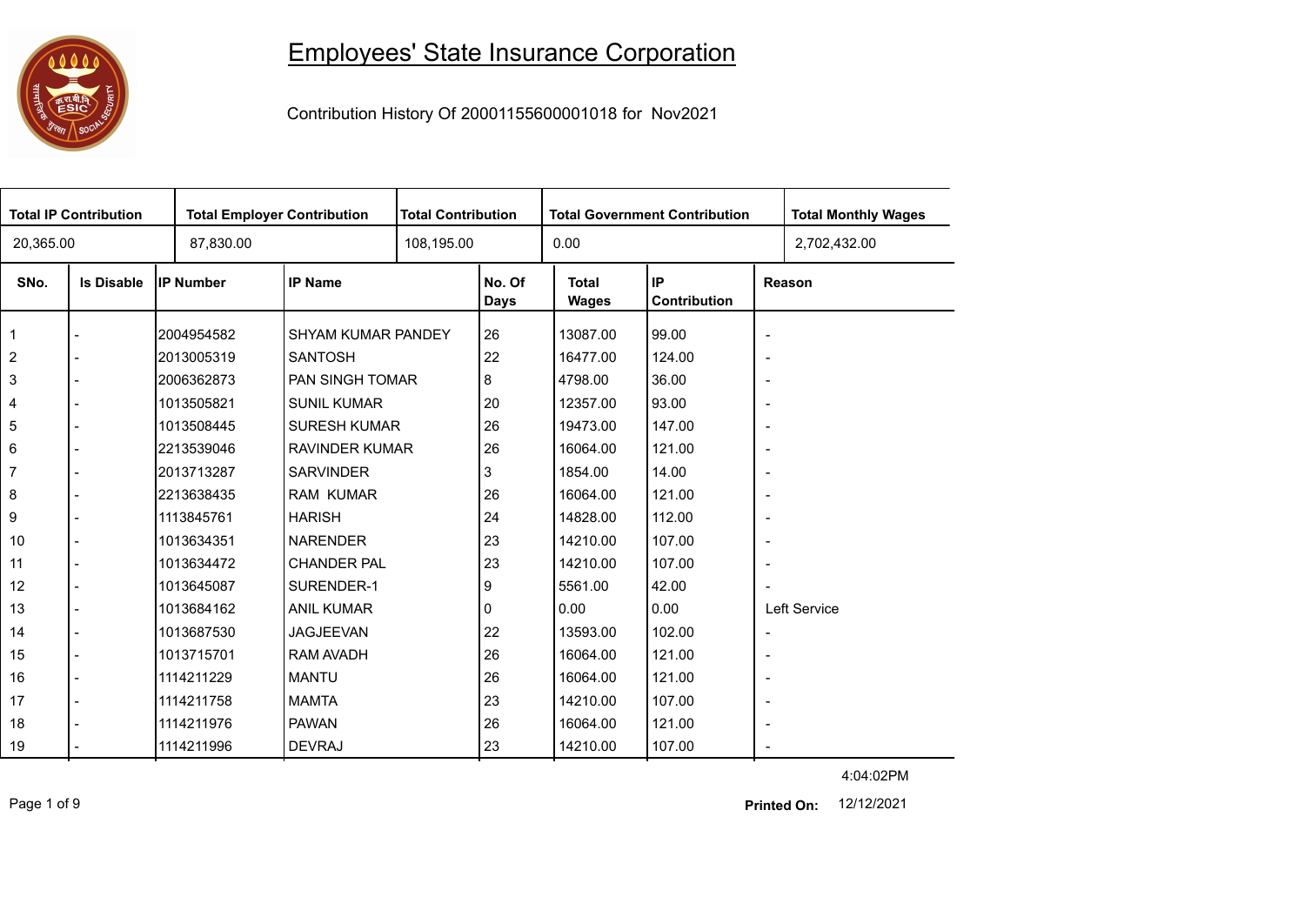# Employees' State Insurance Corporation

Contribution History Of 20001155600001018 for Nov2021

| Total IP Contribution | Total Employer Contribution | Total Contribution | Total Government Contribution | Total Monthly Wages |
|---|---|---|---|---|
| 20,365.00 | 87,830.00 | 108,195.00 | 0.00 | 2,702,432.00 |

| SNo. | Is Disable | IP Number | IP Name | No. Of Days | Total Wages | IP Contribution | Reason |
|---|---|---|---|---|---|---|---|
| 1 | - | 2004954582 | SHYAM KUMAR PANDEY | 26 | 13087.00 | 99.00 | - |
| 2 | - | 2013005319 | SANTOSH | 22 | 16477.00 | 124.00 | - |
| 3 | - | 2006362873 | PAN SINGH TOMAR | 8 | 4798.00 | 36.00 | - |
| 4 | - | 1013505821 | SUNIL KUMAR | 20 | 12357.00 | 93.00 | - |
| 5 | - | 1013508445 | SURESH KUMAR | 26 | 19473.00 | 147.00 | - |
| 6 | - | 2213539046 | RAVINDER KUMAR | 26 | 16064.00 | 121.00 | - |
| 7 | - | 2013713287 | SARVINDER | 3 | 1854.00 | 14.00 | - |
| 8 | - | 2213638435 | RAM KUMAR | 26 | 16064.00 | 121.00 | - |
| 9 | - | 1113845761 | HARISH | 24 | 14828.00 | 112.00 | - |
| 10 | - | 1013634351 | NARENDER | 23 | 14210.00 | 107.00 | - |
| 11 | - | 1013634472 | CHANDER PAL | 23 | 14210.00 | 107.00 | - |
| 12 | - | 1013645087 | SURENDER-1 | 9 | 5561.00 | 42.00 | - |
| 13 | - | 1013684162 | ANIL KUMAR | 0 | 0.00 | 0.00 | Left Service |
| 14 | - | 1013687530 | JAGJEEVAN | 22 | 13593.00 | 102.00 | - |
| 15 | - | 1013715701 | RAM AVADH | 26 | 16064.00 | 121.00 | - |
| 16 | - | 1114211229 | MANTU | 26 | 16064.00 | 121.00 | - |
| 17 | - | 1114211758 | MAMTA | 23 | 14210.00 | 107.00 | - |
| 18 | - | 1114211976 | PAWAN | 26 | 16064.00 | 121.00 | - |
| 19 | - | 1114211996 | DEVRAJ | 23 | 14210.00 | 107.00 | - |

4:04:02PM

**Printed On:** 12/12/2021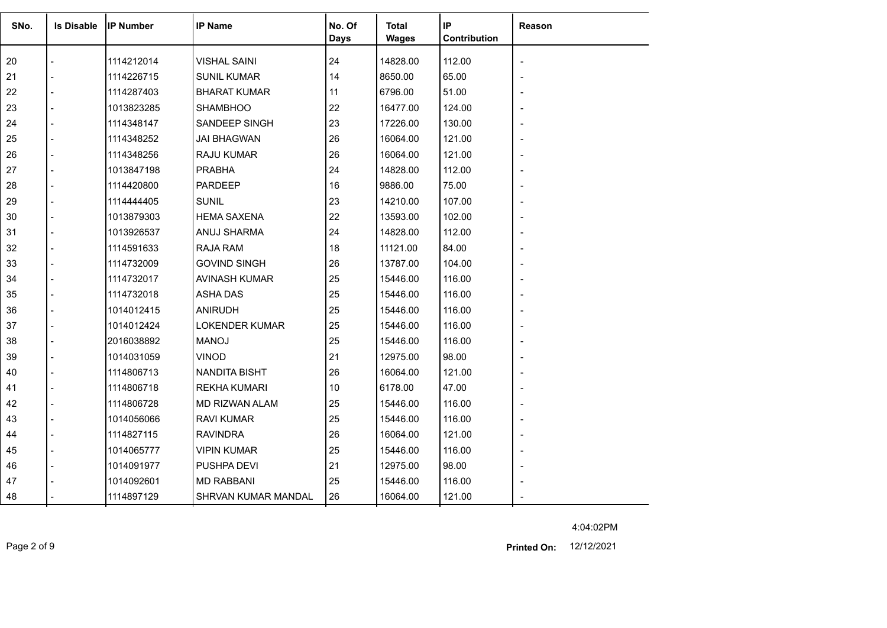| SNo. | Is Disable | IP Number | IP Name | No. Of Days | Total Wages | IP Contribution | Reason |
|---|---|---|---|---|---|---|---|
| 20 | - | 1114212014 | VISHAL SAINI | 24 | 14828.00 | 112.00 | - |
| 21 | - | 1114226715 | SUNIL KUMAR | 14 | 8650.00 | 65.00 | - |
| 22 | - | 1114287403 | BHARAT KUMAR | 11 | 6796.00 | 51.00 | - |
| 23 | - | 1013823285 | SHAMBHOO | 22 | 16477.00 | 124.00 | - |
| 24 | - | 1114348147 | SANDEEP SINGH | 23 | 17226.00 | 130.00 | - |
| 25 | - | 1114348252 | JAI BHAGWAN | 26 | 16064.00 | 121.00 | - |
| 26 | - | 1114348256 | RAJU KUMAR | 26 | 16064.00 | 121.00 | - |
| 27 | - | 1013847198 | PRABHA | 24 | 14828.00 | 112.00 | - |
| 28 | - | 1114420800 | PARDEEP | 16 | 9886.00 | 75.00 | - |
| 29 | - | 1114444405 | SUNIL | 23 | 14210.00 | 107.00 | - |
| 30 | - | 1013879303 | HEMA SAXENA | 22 | 13593.00 | 102.00 | - |
| 31 | - | 1013926537 | ANUJ SHARMA | 24 | 14828.00 | 112.00 | - |
| 32 | - | 1114591633 | RAJA RAM | 18 | 11121.00 | 84.00 | - |
| 33 | - | 1114732009 | GOVIND SINGH | 26 | 13787.00 | 104.00 | - |
| 34 | - | 1114732017 | AVINASH KUMAR | 25 | 15446.00 | 116.00 | - |
| 35 | - | 1114732018 | ASHA DAS | 25 | 15446.00 | 116.00 | - |
| 36 | - | 1014012415 | ANIRUDH | 25 | 15446.00 | 116.00 | - |
| 37 | - | 1014012424 | LOKENDER KUMAR | 25 | 15446.00 | 116.00 | - |
| 38 | - | 2016038892 | MANOJ | 25 | 15446.00 | 116.00 | - |
| 39 | - | 1014031059 | VINOD | 21 | 12975.00 | 98.00 | - |
| 40 | - | 1114806713 | NANDITA BISHT | 26 | 16064.00 | 121.00 | - |
| 41 | - | 1114806718 | REKHA KUMARI | 10 | 6178.00 | 47.00 | - |
| 42 | - | 1114806728 | MD RIZWAN ALAM | 25 | 15446.00 | 116.00 | - |
| 43 | - | 1014056066 | RAVI KUMAR | 25 | 15446.00 | 116.00 | - |
| 44 | - | 1114827115 | RAVINDRA | 26 | 16064.00 | 121.00 | - |
| 45 | - | 1014065777 | VIPIN KUMAR | 25 | 15446.00 | 116.00 | - |
| 46 | - | 1014091977 | PUSHPA DEVI | 21 | 12975.00 | 98.00 | - |
| 47 | - | 1014092601 | MD RABBANI | 25 | 15446.00 | 116.00 | - |
| 48 | - | 1114897129 | SHRVAN KUMAR MANDAL | 26 | 16064.00 | 121.00 | - |

4:04:02PM

**Printed On:** 12/12/2021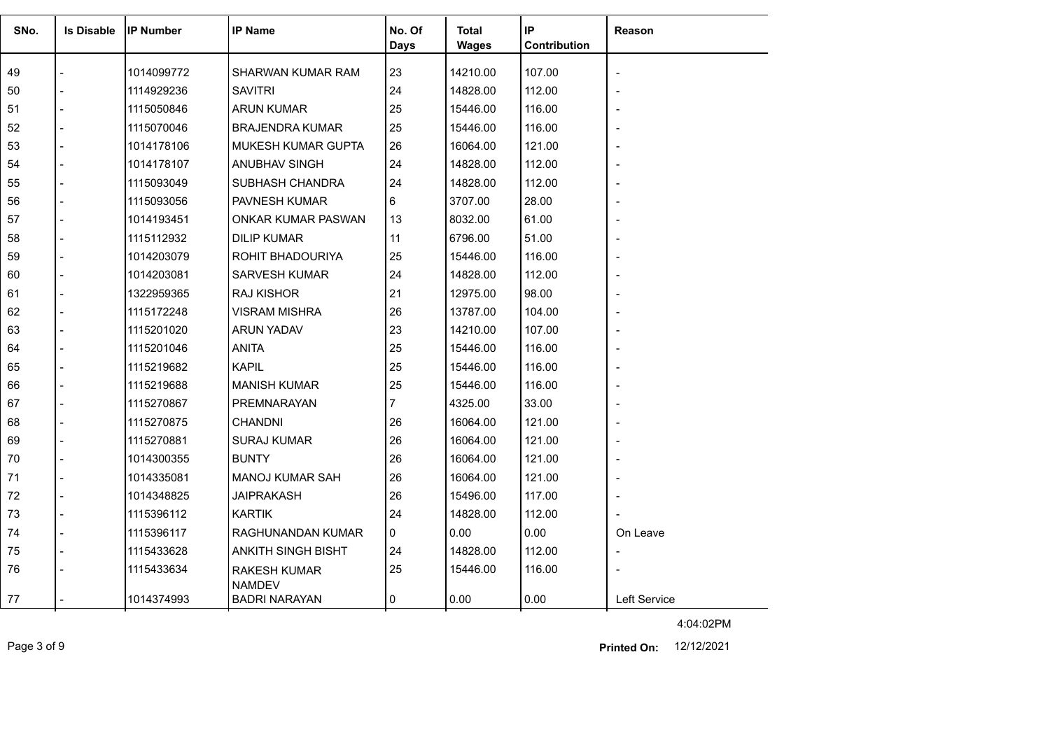| SNo. | Is Disable | IP Number | IP Name | No. Of Days | Total Wages | IP Contribution | Reason |
|---|---|---|---|---|---|---|---|
| 49 | - | 1014099772 | SHARWAN KUMAR RAM | 23 | 14210.00 | 107.00 | - |
| 50 | - | 1114929236 | SAVITRI | 24 | 14828.00 | 112.00 | - |
| 51 | - | 1115050846 | ARUN KUMAR | 25 | 15446.00 | 116.00 | - |
| 52 | - | 1115070046 | BRAJENDRA KUMAR | 25 | 15446.00 | 116.00 | - |
| 53 | - | 1014178106 | MUKESH KUMAR GUPTA | 26 | 16064.00 | 121.00 | - |
| 54 | - | 1014178107 | ANUBHAV SINGH | 24 | 14828.00 | 112.00 | - |
| 55 | - | 1115093049 | SUBHASH CHANDRA | 24 | 14828.00 | 112.00 | - |
| 56 | - | 1115093056 | PAVNESH KUMAR | 6 | 3707.00 | 28.00 | - |
| 57 | - | 1014193451 | ONKAR KUMAR PASWAN | 13 | 8032.00 | 61.00 | - |
| 58 | - | 1115112932 | DILIP KUMAR | 11 | 6796.00 | 51.00 | - |
| 59 | - | 1014203079 | ROHIT BHADOURIYA | 25 | 15446.00 | 116.00 | - |
| 60 | - | 1014203081 | SARVESH KUMAR | 24 | 14828.00 | 112.00 | - |
| 61 | - | 1322959365 | RAJ KISHOR | 21 | 12975.00 | 98.00 | - |
| 62 | - | 1115172248 | VISRAM MISHRA | 26 | 13787.00 | 104.00 | - |
| 63 | - | 1115201020 | ARUN YADAV | 23 | 14210.00 | 107.00 | - |
| 64 | - | 1115201046 | ANITA | 25 | 15446.00 | 116.00 | - |
| 65 | - | 1115219682 | KAPIL | 25 | 15446.00 | 116.00 | - |
| 66 | - | 1115219688 | MANISH KUMAR | 25 | 15446.00 | 116.00 | - |
| 67 | - | 1115270867 | PREMNARAYAN | 7 | 4325.00 | 33.00 | - |
| 68 | - | 1115270875 | CHANDNI | 26 | 16064.00 | 121.00 | - |
| 69 | - | 1115270881 | SURAJ KUMAR | 26 | 16064.00 | 121.00 | - |
| 70 | - | 1014300355 | BUNTY | 26 | 16064.00 | 121.00 | - |
| 71 | - | 1014335081 | MANOJ KUMAR SAH | 26 | 16064.00 | 121.00 | - |
| 72 | - | 1014348825 | JAIPRAKASH | 26 | 15496.00 | 117.00 | - |
| 73 | - | 1115396112 | KARTIK | 24 | 14828.00 | 112.00 | - |
| 74 | - | 1115396117 | RAGHUNANDAN KUMAR | 0 | 0.00 | 0.00 | On Leave |
| 75 | - | 1115433628 | ANKITH SINGH BISHT | 24 | 14828.00 | 112.00 | - |
| 76 | - | 1115433634 | RAKESH KUMAR NAMDEV | 25 | 15446.00 | 116.00 | - |
| 77 | - | 1014374993 | BADRI NARAYAN | 0 | 0.00 | 0.00 | Left Service |

4:04:02PM

**Printed On:** 12/12/2021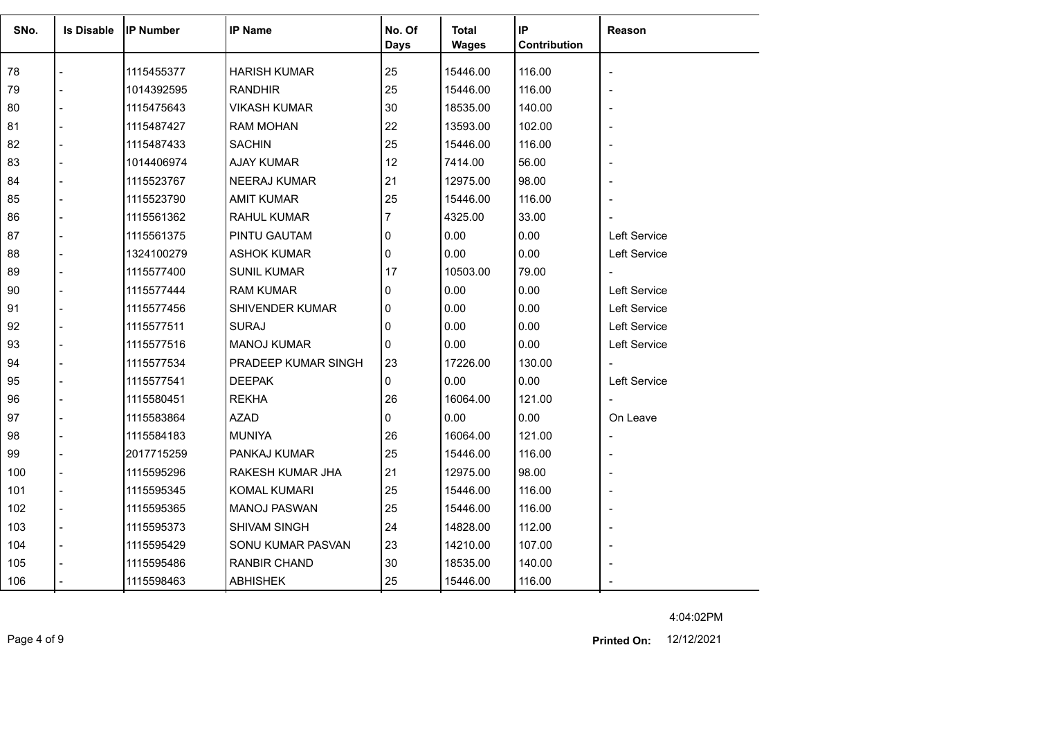| SNo. | Is Disable | IP Number | IP Name | No. Of Days | Total Wages | IP Contribution | Reason |
|---|---|---|---|---|---|---|---|
| 78 | - | 1115455377 | HARISH KUMAR | 25 | 15446.00 | 116.00 | - |
| 79 | - | 1014392595 | RANDHIR | 25 | 15446.00 | 116.00 | - |
| 80 | - | 1115475643 | VIKASH KUMAR | 30 | 18535.00 | 140.00 | - |
| 81 | - | 1115487427 | RAM MOHAN | 22 | 13593.00 | 102.00 | - |
| 82 | - | 1115487433 | SACHIN | 25 | 15446.00 | 116.00 | - |
| 83 | - | 1014406974 | AJAY KUMAR | 12 | 7414.00 | 56.00 | - |
| 84 | - | 1115523767 | NEERAJ KUMAR | 21 | 12975.00 | 98.00 | - |
| 85 | - | 1115523790 | AMIT KUMAR | 25 | 15446.00 | 116.00 | - |
| 86 | - | 1115561362 | RAHUL KUMAR | 7 | 4325.00 | 33.00 | - |
| 87 | - | 1115561375 | PINTU GAUTAM | 0 | 0.00 | 0.00 | Left Service |
| 88 | - | 1324100279 | ASHOK KUMAR | 0 | 0.00 | 0.00 | Left Service |
| 89 | - | 1115577400 | SUNIL KUMAR | 17 | 10503.00 | 79.00 | - |
| 90 | - | 1115577444 | RAM KUMAR | 0 | 0.00 | 0.00 | Left Service |
| 91 | - | 1115577456 | SHIVENDER KUMAR | 0 | 0.00 | 0.00 | Left Service |
| 92 | - | 1115577511 | SURAJ | 0 | 0.00 | 0.00 | Left Service |
| 93 | - | 1115577516 | MANOJ KUMAR | 0 | 0.00 | 0.00 | Left Service |
| 94 | - | 1115577534 | PRADEEP KUMAR SINGH | 23 | 17226.00 | 130.00 | - |
| 95 | - | 1115577541 | DEEPAK | 0 | 0.00 | 0.00 | Left Service |
| 96 | - | 1115580451 | REKHA | 26 | 16064.00 | 121.00 | - |
| 97 | - | 1115583864 | AZAD | 0 | 0.00 | 0.00 | On Leave |
| 98 | - | 1115584183 | MUNIYA | 26 | 16064.00 | 121.00 | - |
| 99 | - | 2017715259 | PANKAJ KUMAR | 25 | 15446.00 | 116.00 | - |
| 100 | - | 1115595296 | RAKESH KUMAR JHA | 21 | 12975.00 | 98.00 | - |
| 101 | - | 1115595345 | KOMAL KUMARI | 25 | 15446.00 | 116.00 | - |
| 102 | - | 1115595365 | MANOJ PASWAN | 25 | 15446.00 | 116.00 | - |
| 103 | - | 1115595373 | SHIVAM SINGH | 24 | 14828.00 | 112.00 | - |
| 104 | - | 1115595429 | SONU KUMAR PASVAN | 23 | 14210.00 | 107.00 | - |
| 105 | - | 1115595486 | RANBIR CHAND | 30 | 18535.00 | 140.00 | - |
| 106 | - | 1115598463 | ABHISHEK | 25 | 15446.00 | 116.00 | - |

4:04:02PM

**Printed On:** 12/12/2021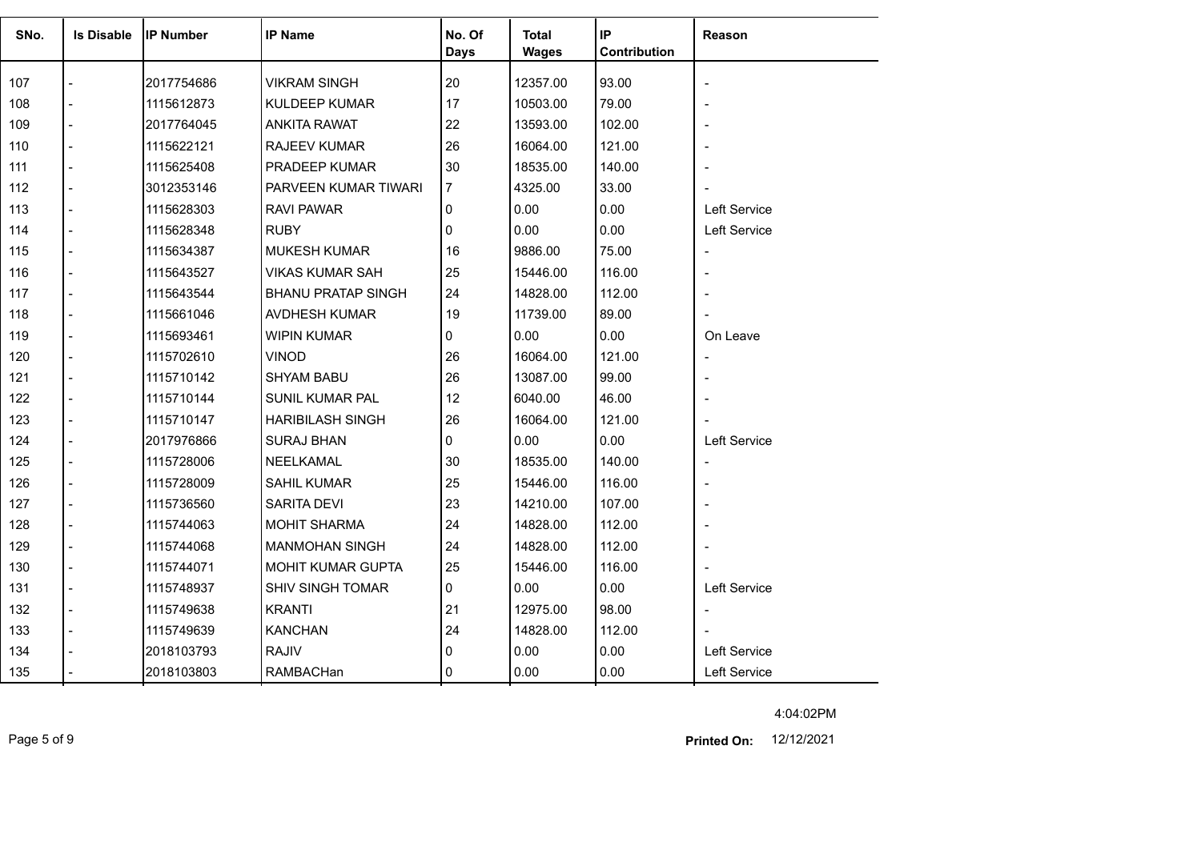| SNo. | Is Disable | IP Number | IP Name | No. Of Days | Total Wages | IP Contribution | Reason |
|---|---|---|---|---|---|---|---|
| 107 | - | 2017754686 | VIKRAM SINGH | 20 | 12357.00 | 93.00 | - |
| 108 | - | 1115612873 | KULDEEP KUMAR | 17 | 10503.00 | 79.00 | - |
| 109 | - | 2017764045 | ANKITA RAWAT | 22 | 13593.00 | 102.00 | - |
| 110 | - | 1115622121 | RAJEEV KUMAR | 26 | 16064.00 | 121.00 | - |
| 111 | - | 1115625408 | PRADEEP KUMAR | 30 | 18535.00 | 140.00 | - |
| 112 | - | 3012353146 | PARVEEN KUMAR TIWARI | 7 | 4325.00 | 33.00 | - |
| 113 | - | 1115628303 | RAVI PAWAR | 0 | 0.00 | 0.00 | Left Service |
| 114 | - | 1115628348 | RUBY | 0 | 0.00 | 0.00 | Left Service |
| 115 | - | 1115634387 | MUKESH KUMAR | 16 | 9886.00 | 75.00 | - |
| 116 | - | 1115643527 | VIKAS KUMAR SAH | 25 | 15446.00 | 116.00 | - |
| 117 | - | 1115643544 | BHANU PRATAP SINGH | 24 | 14828.00 | 112.00 | - |
| 118 | - | 1115661046 | AVDHESH KUMAR | 19 | 11739.00 | 89.00 | - |
| 119 | - | 1115693461 | WIPIN KUMAR | 0 | 0.00 | 0.00 | On Leave |
| 120 | - | 1115702610 | VINOD | 26 | 16064.00 | 121.00 | - |
| 121 | - | 1115710142 | SHYAM BABU | 26 | 13087.00 | 99.00 | - |
| 122 | - | 1115710144 | SUNIL KUMAR PAL | 12 | 6040.00 | 46.00 | - |
| 123 | - | 1115710147 | HARIBILASH SINGH | 26 | 16064.00 | 121.00 | - |
| 124 | - | 2017976866 | SURAJ BHAN | 0 | 0.00 | 0.00 | Left Service |
| 125 | - | 1115728006 | NEELKAMAL | 30 | 18535.00 | 140.00 | - |
| 126 | - | 1115728009 | SAHIL KUMAR | 25 | 15446.00 | 116.00 | - |
| 127 | - | 1115736560 | SARITA DEVI | 23 | 14210.00 | 107.00 | - |
| 128 | - | 1115744063 | MOHIT SHARMA | 24 | 14828.00 | 112.00 | - |
| 129 | - | 1115744068 | MANMOHAN SINGH | 24 | 14828.00 | 112.00 | - |
| 130 | - | 1115744071 | MOHIT KUMAR GUPTA | 25 | 15446.00 | 116.00 | - |
| 131 | - | 1115748937 | SHIV SINGH TOMAR | 0 | 0.00 | 0.00 | Left Service |
| 132 | - | 1115749638 | KRANTI | 21 | 12975.00 | 98.00 | - |
| 133 | - | 1115749639 | KANCHAN | 24 | 14828.00 | 112.00 | - |
| 134 | - | 2018103793 | RAJIV | 0 | 0.00 | 0.00 | Left Service |
| 135 | - | 2018103803 | RAMBACHan | 0 | 0.00 | 0.00 | Left Service |

4:04:02PM

**Printed On:** 12/12/2021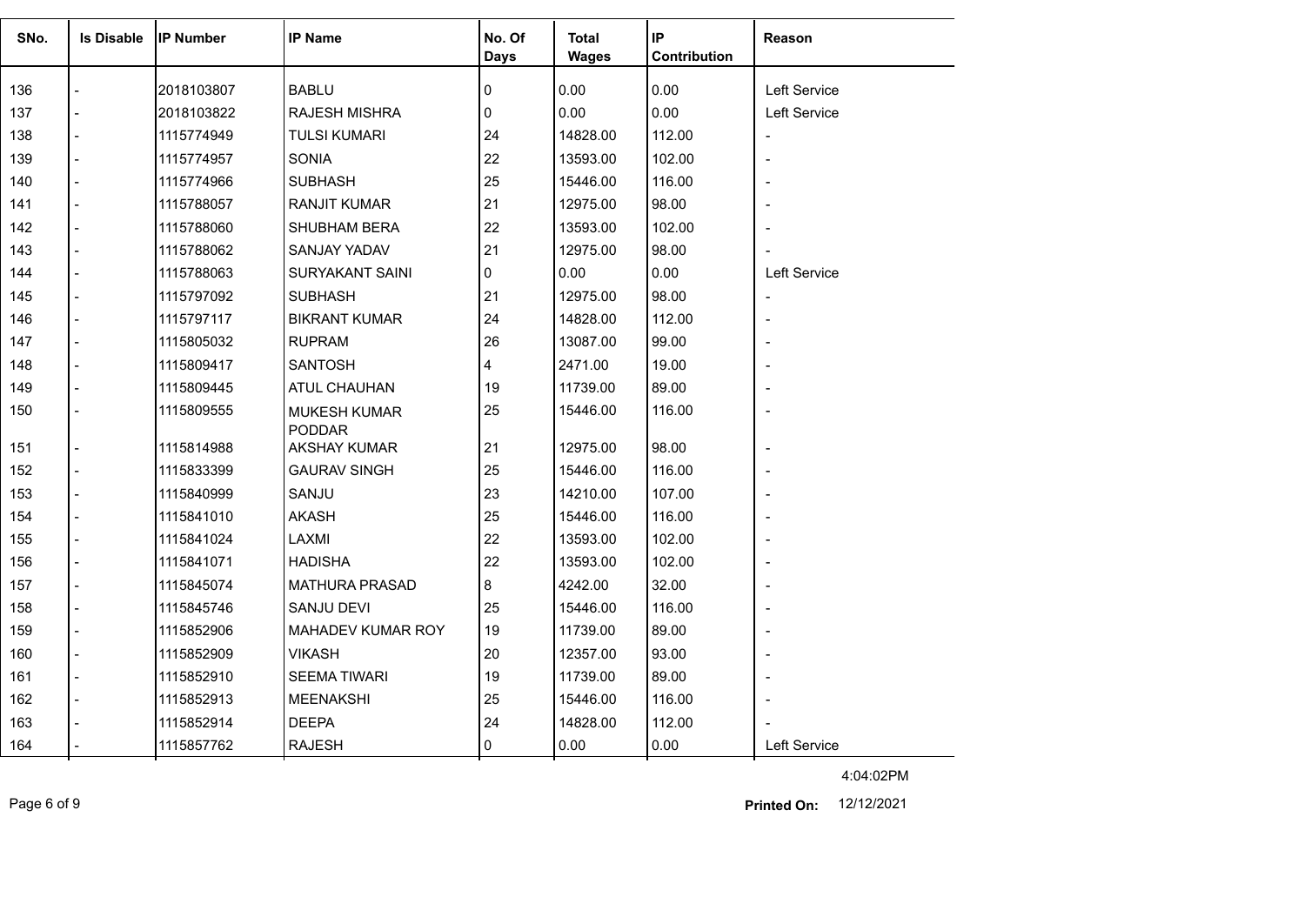| SNo. | Is Disable | IP Number | IP Name | No. Of Days | Total Wages | IP Contribution | Reason |
|---|---|---|---|---|---|---|---|
| 136 | - | 2018103807 | BABLU | 0 | 0.00 | 0.00 | Left Service |
| 137 | - | 2018103822 | RAJESH MISHRA | 0 | 0.00 | 0.00 | Left Service |
| 138 | - | 1115774949 | TULSI KUMARI | 24 | 14828.00 | 112.00 | - |
| 139 | - | 1115774957 | SONIA | 22 | 13593.00 | 102.00 | - |
| 140 | - | 1115774966 | SUBHASH | 25 | 15446.00 | 116.00 | - |
| 141 | - | 1115788057 | RANJIT KUMAR | 21 | 12975.00 | 98.00 | - |
| 142 | - | 1115788060 | SHUBHAM BERA | 22 | 13593.00 | 102.00 | - |
| 143 | - | 1115788062 | SANJAY YADAV | 21 | 12975.00 | 98.00 | - |
| 144 | - | 1115788063 | SURYAKANT SAINI | 0 | 0.00 | 0.00 | Left Service |
| 145 | - | 1115797092 | SUBHASH | 21 | 12975.00 | 98.00 | - |
| 146 | - | 1115797117 | BIKRANT KUMAR | 24 | 14828.00 | 112.00 | - |
| 147 | - | 1115805032 | RUPRAM | 26 | 13087.00 | 99.00 | - |
| 148 | - | 1115809417 | SANTOSH | 4 | 2471.00 | 19.00 | - |
| 149 | - | 1115809445 | ATUL CHAUHAN | 19 | 11739.00 | 89.00 | - |
| 150 | - | 1115809555 | MUKESH KUMAR PODDAR | 25 | 15446.00 | 116.00 | - |
| 151 | - | 1115814988 | AKSHAY KUMAR | 21 | 12975.00 | 98.00 | - |
| 152 | - | 1115833399 | GAURAV SINGH | 25 | 15446.00 | 116.00 | - |
| 153 | - | 1115840999 | SANJU | 23 | 14210.00 | 107.00 | - |
| 154 | - | 1115841010 | AKASH | 25 | 15446.00 | 116.00 | - |
| 155 | - | 1115841024 | LAXMI | 22 | 13593.00 | 102.00 | - |
| 156 | - | 1115841071 | HADISHA | 22 | 13593.00 | 102.00 | - |
| 157 | - | 1115845074 | MATHURA PRASAD | 8 | 4242.00 | 32.00 | - |
| 158 | - | 1115845746 | SANJU DEVI | 25 | 15446.00 | 116.00 | - |
| 159 | - | 1115852906 | MAHADEV KUMAR ROY | 19 | 11739.00 | 89.00 | - |
| 160 | - | 1115852909 | VIKASH | 20 | 12357.00 | 93.00 | - |
| 161 | - | 1115852910 | SEEMA TIWARI | 19 | 11739.00 | 89.00 | - |
| 162 | - | 1115852913 | MEENAKSHI | 25 | 15446.00 | 116.00 | - |
| 163 | - | 1115852914 | DEEPA | 24 | 14828.00 | 112.00 | - |
| 164 | - | 1115857762 | RAJESH | 0 | 0.00 | 0.00 | Left Service |

4:04:02PM

**Printed On:** 12/12/2021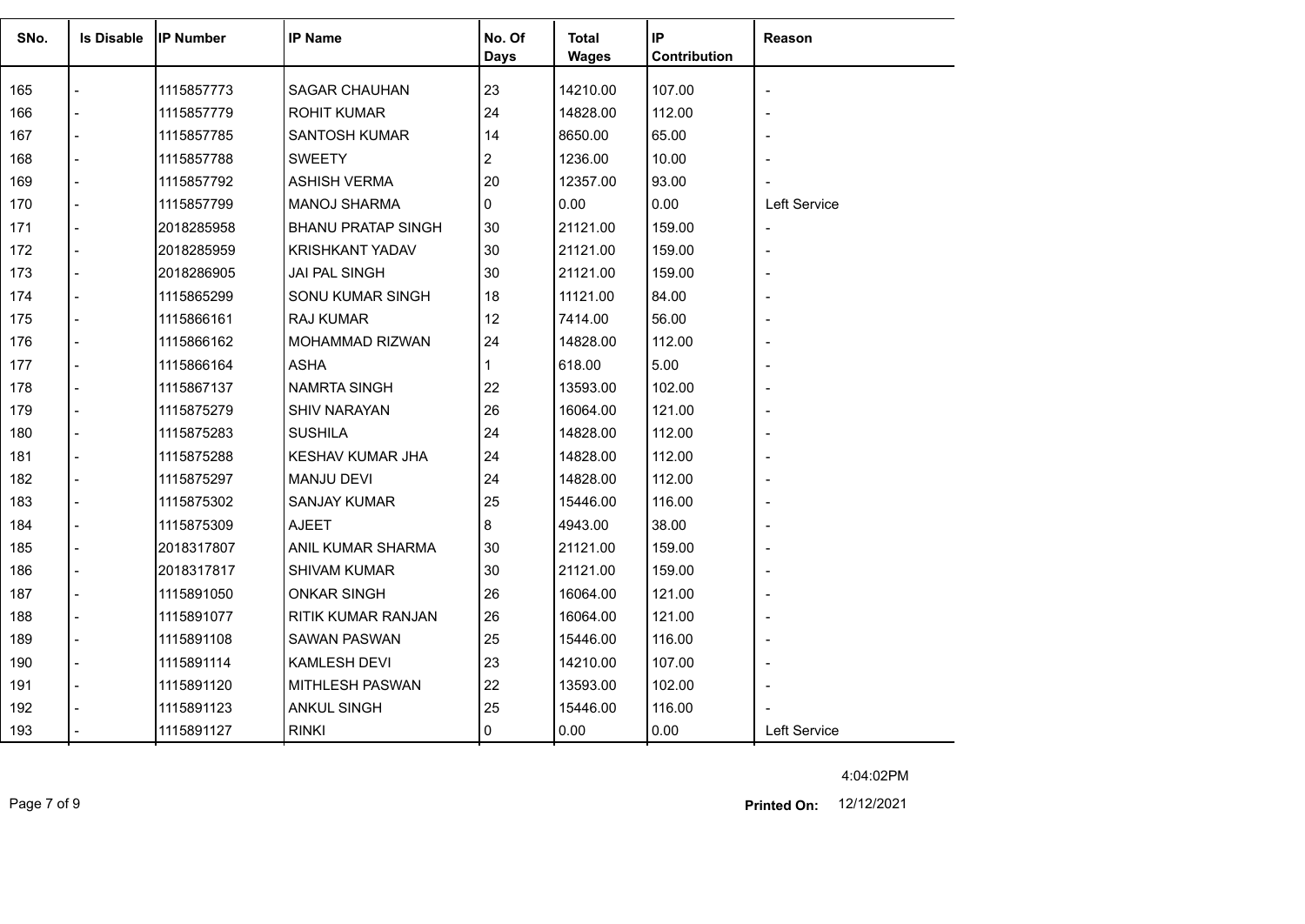| SNo. | Is Disable | IP Number | IP Name | No. Of Days | Total Wages | IP Contribution | Reason |
|---|---|---|---|---|---|---|---|
| 165 | - | 1115857773 | SAGAR CHAUHAN | 23 | 14210.00 | 107.00 | - |
| 166 | - | 1115857779 | ROHIT KUMAR | 24 | 14828.00 | 112.00 | - |
| 167 | - | 1115857785 | SANTOSH KUMAR | 14 | 8650.00 | 65.00 | - |
| 168 | - | 1115857788 | SWEETY | 2 | 1236.00 | 10.00 | - |
| 169 | - | 1115857792 | ASHISH VERMA | 20 | 12357.00 | 93.00 | - |
| 170 | - | 1115857799 | MANOJ SHARMA | 0 | 0.00 | 0.00 | Left Service |
| 171 | - | 2018285958 | BHANU PRATAP SINGH | 30 | 21121.00 | 159.00 | - |
| 172 | - | 2018285959 | KRISHKANT YADAV | 30 | 21121.00 | 159.00 | - |
| 173 | - | 2018286905 | JAI PAL SINGH | 30 | 21121.00 | 159.00 | - |
| 174 | - | 1115865299 | SONU KUMAR SINGH | 18 | 11121.00 | 84.00 | - |
| 175 | - | 1115866161 | RAJ KUMAR | 12 | 7414.00 | 56.00 | - |
| 176 | - | 1115866162 | MOHAMMAD RIZWAN | 24 | 14828.00 | 112.00 | - |
| 177 | - | 1115866164 | ASHA | 1 | 618.00 | 5.00 | - |
| 178 | - | 1115867137 | NAMRTA SINGH | 22 | 13593.00 | 102.00 | - |
| 179 | - | 1115875279 | SHIV NARAYAN | 26 | 16064.00 | 121.00 | - |
| 180 | - | 1115875283 | SUSHILA | 24 | 14828.00 | 112.00 | - |
| 181 | - | 1115875288 | KESHAV KUMAR JHA | 24 | 14828.00 | 112.00 | - |
| 182 | - | 1115875297 | MANJU DEVI | 24 | 14828.00 | 112.00 | - |
| 183 | - | 1115875302 | SANJAY KUMAR | 25 | 15446.00 | 116.00 | - |
| 184 | - | 1115875309 | AJEET | 8 | 4943.00 | 38.00 | - |
| 185 | - | 2018317807 | ANIL KUMAR SHARMA | 30 | 21121.00 | 159.00 | - |
| 186 | - | 2018317817 | SHIVAM KUMAR | 30 | 21121.00 | 159.00 | - |
| 187 | - | 1115891050 | ONKAR SINGH | 26 | 16064.00 | 121.00 | - |
| 188 | - | 1115891077 | RITIK KUMAR RANJAN | 26 | 16064.00 | 121.00 | - |
| 189 | - | 1115891108 | SAWAN PASWAN | 25 | 15446.00 | 116.00 | - |
| 190 | - | 1115891114 | KAMLESH DEVI | 23 | 14210.00 | 107.00 | - |
| 191 | - | 1115891120 | MITHLESH PASWAN | 22 | 13593.00 | 102.00 | - |
| 192 | - | 1115891123 | ANKUL SINGH | 25 | 15446.00 | 116.00 | - |
| 193 | - | 1115891127 | RINKI | 0 | 0.00 | 0.00 | Left Service |

4:04:02PM

**Printed On:** 12/12/2021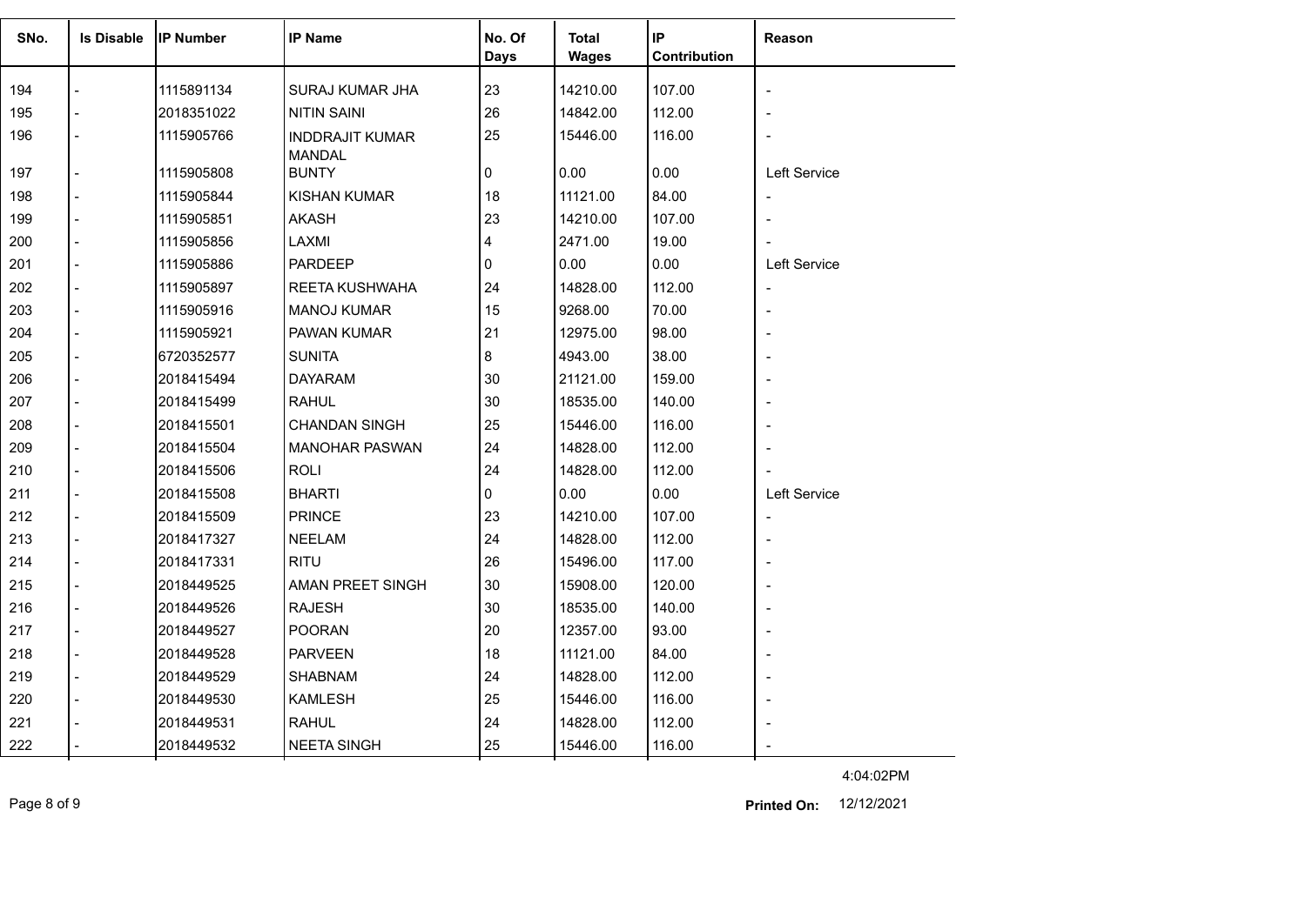| SNo. | Is Disable | IP Number | IP Name | No. Of Days | Total Wages | IP Contribution | Reason |
|---|---|---|---|---|---|---|---|
| 194 | - | 1115891134 | SURAJ KUMAR JHA | 23 | 14210.00 | 107.00 | - |
| 195 | - | 2018351022 | NITIN SAINI | 26 | 14842.00 | 112.00 | - |
| 196 | - | 1115905766 | INDDRAJIT KUMAR MANDAL | 25 | 15446.00 | 116.00 | - |
| 197 | - | 1115905808 | BUNTY | 0 | 0.00 | 0.00 | Left Service |
| 198 | - | 1115905844 | KISHAN KUMAR | 18 | 11121.00 | 84.00 | - |
| 199 | - | 1115905851 | AKASH | 23 | 14210.00 | 107.00 | - |
| 200 | - | 1115905856 | LAXMI | 4 | 2471.00 | 19.00 | - |
| 201 | - | 1115905886 | PARDEEP | 0 | 0.00 | 0.00 | Left Service |
| 202 | - | 1115905897 | REETA KUSHWAHA | 24 | 14828.00 | 112.00 | - |
| 203 | - | 1115905916 | MANOJ KUMAR | 15 | 9268.00 | 70.00 | - |
| 204 | - | 1115905921 | PAWAN KUMAR | 21 | 12975.00 | 98.00 | - |
| 205 | - | 6720352577 | SUNITA | 8 | 4943.00 | 38.00 | - |
| 206 | - | 2018415494 | DAYARAM | 30 | 21121.00 | 159.00 | - |
| 207 | - | 2018415499 | RAHUL | 30 | 18535.00 | 140.00 | - |
| 208 | - | 2018415501 | CHANDAN SINGH | 25 | 15446.00 | 116.00 | - |
| 209 | - | 2018415504 | MANOHAR PASWAN | 24 | 14828.00 | 112.00 | - |
| 210 | - | 2018415506 | ROLI | 24 | 14828.00 | 112.00 | - |
| 211 | - | 2018415508 | BHARTI | 0 | 0.00 | 0.00 | Left Service |
| 212 | - | 2018415509 | PRINCE | 23 | 14210.00 | 107.00 | - |
| 213 | - | 2018417327 | NEELAM | 24 | 14828.00 | 112.00 | - |
| 214 | - | 2018417331 | RITU | 26 | 15496.00 | 117.00 | - |
| 215 | - | 2018449525 | AMAN PREET SINGH | 30 | 15908.00 | 120.00 | - |
| 216 | - | 2018449526 | RAJESH | 30 | 18535.00 | 140.00 | - |
| 217 | - | 2018449527 | POORAN | 20 | 12357.00 | 93.00 | - |
| 218 | - | 2018449528 | PARVEEN | 18 | 11121.00 | 84.00 | - |
| 219 | - | 2018449529 | SHABNAM | 24 | 14828.00 | 112.00 | - |
| 220 | - | 2018449530 | KAMLESH | 25 | 15446.00 | 116.00 | - |
| 221 | - | 2018449531 | RAHUL | 24 | 14828.00 | 112.00 | - |
| 222 | - | 2018449532 | NEETA SINGH | 25 | 15446.00 | 116.00 | - |

4:04:02PM

**Printed On:** 12/12/2021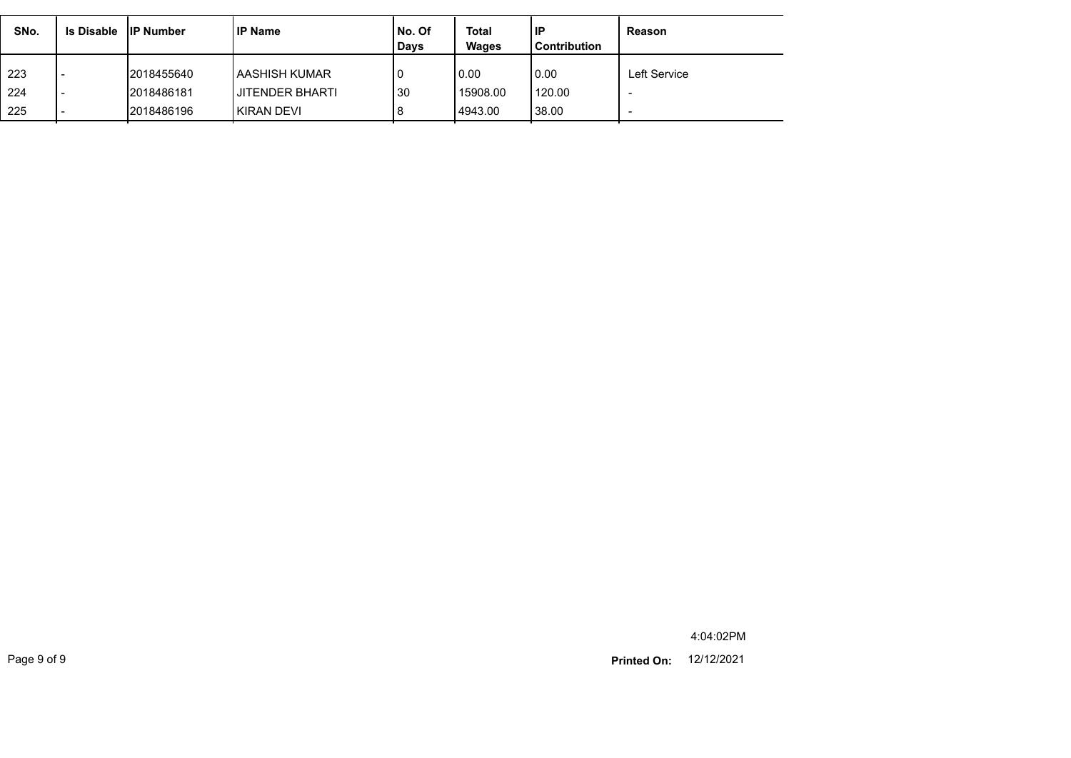| SNo. | Is Disable | IP Number | IP Name | No. Of Days | Total Wages | IP Contribution | Reason |
|---|---|---|---|---|---|---|---|
| 223 | - | 2018455640 | AASHISH KUMAR | 0 | 0.00 | 0.00 | Left Service |
| 224 | - | 2018486181 | JITENDER BHARTI | 30 | 15908.00 | 120.00 | - |
| 225 | - | 2018486196 | KIRAN DEVI | 8 | 4943.00 | 38.00 | - |

4:04:02PM

**Printed On:** 12/12/2021